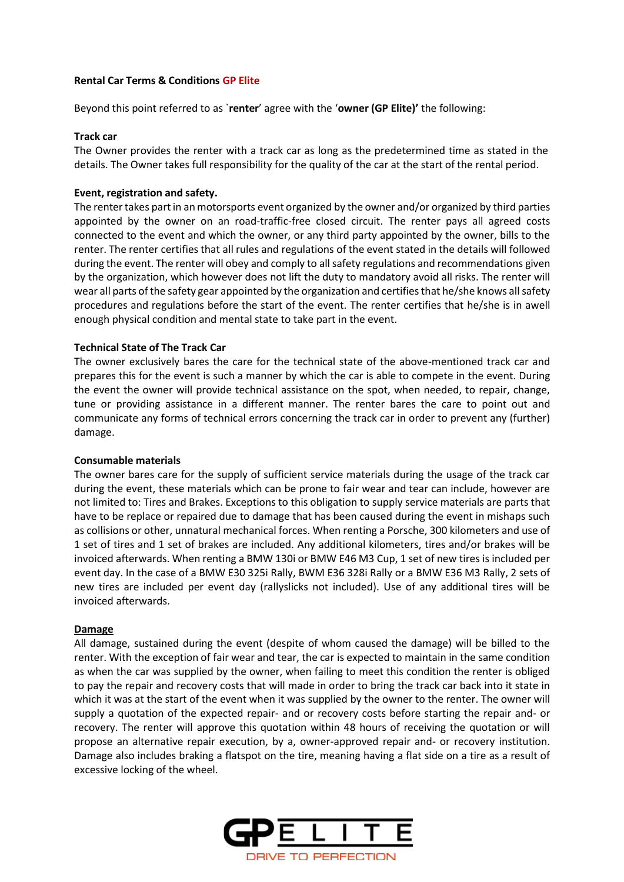**Rental Car Terms & Conditions GP Elite**

Beyond this point referred to as `**renter**' agree with the '**owner (GP Elite)'** the following:

**Track car**

The Owner provides the renter with a track car as long as the predetermined time as stated in the details. The Owner takes full responsibility for the quality of the car at the start of the rental period.

**Event, registration and safety.**

The renter takes part in an motorsports event organized by the owner and/or organized by third parties appointed by the owner on an road-traffic-free closed circuit. The renter pays all agreed costs connected to the event and which the owner, or any third party appointed by the owner, bills to the renter. The renter certifies that all rules and regulations of the event stated in the details will followed during the event. The renter will obey and comply to all safety regulations and recommendations given by the organization, which however does not lift the duty to mandatory avoid all risks. The renter will wear all parts of the safety gear appointed by the organization and certifies that he/she knows all safety procedures and regulations before the start of the event. The renter certifies that he/she is in awell enough physical condition and mental state to take part in the event.

**Technical State of The Track Car**

The owner exclusively bares the care for the technical state of the above-mentioned track car and prepares this for the event is such a manner by which the car is able to compete in the event. During the event the owner will provide technical assistance on the spot, when needed, to repair, change, tune or providing assistance in a different manner. The renter bares the care to point out and communicate any forms of technical errors concerning the track car in order to prevent any (further) damage.

**Consumable materials**

The owner bares care for the supply of sufficient service materials during the usage of the track car during the event, these materials which can be prone to fair wear and tear can include, however are not limited to: Tires and Brakes. Exceptions to this obligation to supply service materials are parts that have to be replace or repaired due to damage that has been caused during the event in mishaps such as collisions or other, unnatural mechanical forces. When renting a Porsche, 300 kilometers and use of 1 set of tires and 1 set of brakes are included. Any additional kilometers, tires and/or brakes will be invoiced afterwards. When renting a BMW 130i or BMW E46 M3 Cup, 1 set of new tires is included per event day. In the case of a BMW E30 325i Rally, BWM E36 328i Rally or a BMW E36 M3 Rally, 2 sets of new tires are included per event day (rallyslicks not included). Use of any additional tires will be invoiced afterwards.

**Damage**

All damage, sustained during the event (despite of whom caused the damage) will be billed to the renter. With the exception of fair wear and tear, the car is expected to maintain in the same condition as when the car was supplied by the owner, when failing to meet this condition the renter is obliged to pay the repair and recovery costs that will made in order to bring the track car back into it state in which it was at the start of the event when it was supplied by the owner to the renter. The owner will supply a quotation of the expected repair- and or recovery costs before starting the repair and- or recovery. The renter will approve this quotation within 48 hours of receiving the quotation or will propose an alternative repair execution, by a, owner-approved repair and- or recovery institution. Damage also includes braking a flatspot on the tire, meaning having a flat side on a tire as a result of excessive locking of the wheel.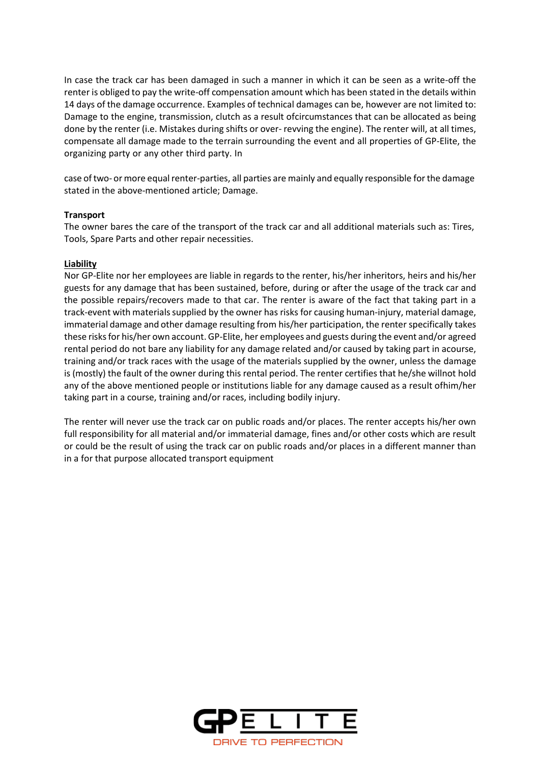In case the track car has been damaged in such a manner in which it can be seen as a write-off the renter is obliged to pay the write-off compensation amount which has been stated in the details within 14 days of the damage occurrence. Examples of technical damages can be, however are not limited to: Damage to the engine, transmission, clutch as a result ofcircumstances that can be allocated as being done by the renter (i.e. Mistakes during shifts or over- revving the engine). The renter will, at all times, compensate all damage made to the terrain surrounding the event and all properties of GP-Elite, the organizing party or any other third party. In

case of two- or more equal renter-parties, all parties are mainly and equally responsible for the damage stated in the above-mentioned article; Damage.

**Transport**
The owner bares the care of the transport of the track car and all additional materials such as: Tires, Tools, Spare Parts and other repair necessities.

**Liability**

Nor GP-Elite nor her employees are liable in regards to the renter, his/her inheritors, heirs and his/her guests for any damage that has been sustained, before, during or after the usage of the track car and the possible repairs/recovers made to that car. The renter is aware of the fact that taking part in a track-event with materials supplied by the owner has risks for causing human-injury, material damage, immaterial damage and other damage resulting from his/her participation, the renter specifically takes these risks for his/her own account. GP-Elite, her employees and guests during the event and/or agreed rental period do not bare any liability for any damage related and/or caused by taking part in acourse, training and/or track races with the usage of the materials supplied by the owner, unless the damage is (mostly) the fault of the owner during this rental period. The renter certifies that he/she willnot hold any of the above mentioned people or institutions liable for any damage caused as a result ofhim/her taking part in a course, training and/or races, including bodily injury.

The renter will never use the track car on public roads and/or places. The renter accepts his/her own full responsibility for all material and/or immaterial damage, fines and/or other costs which are result or could be the result of using the track car on public roads and/or places in a different manner than in a for that purpose allocated transport equipment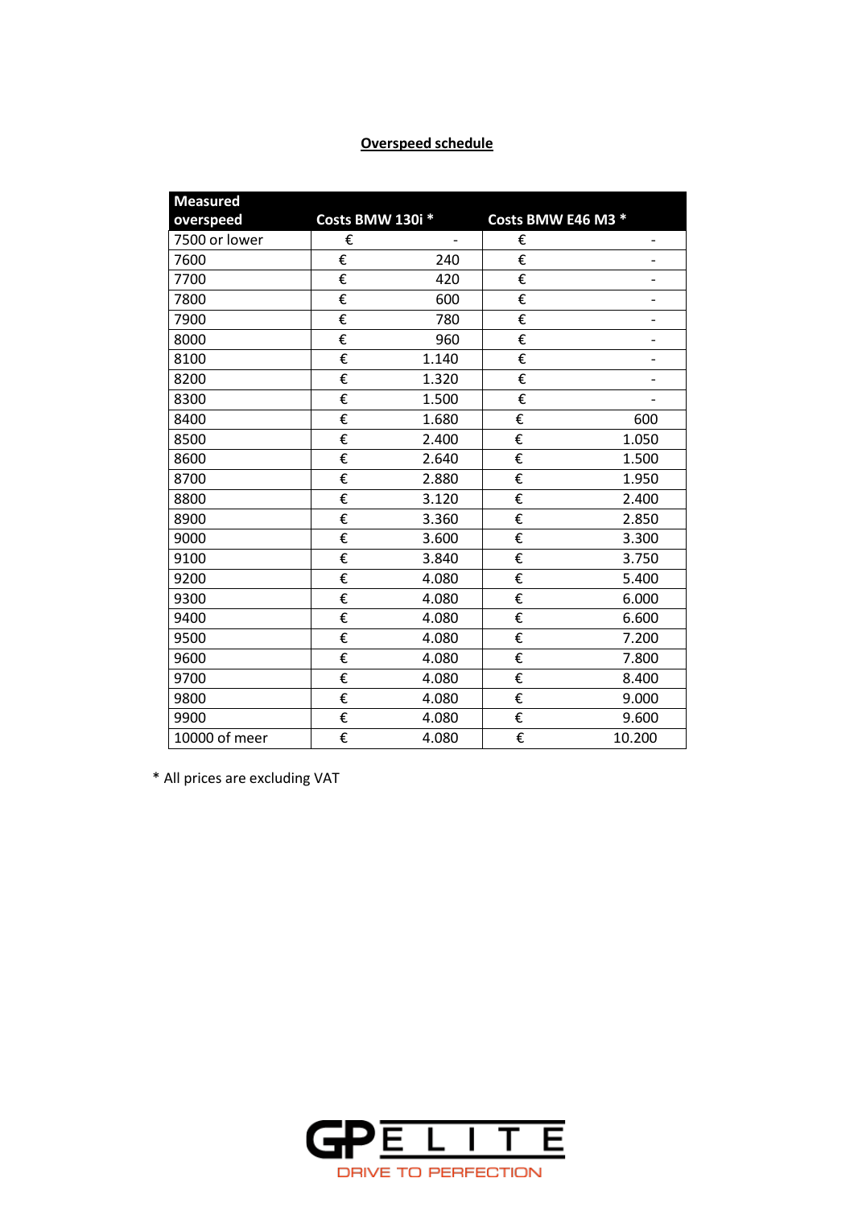## Overspeed schedule

| Measured overspeed | Costs BMW 130i * | Costs BMW E46 M3 * |
|---|---|---|
| 7500 or lower | € - | € - |
| 7600 | € 240 | € - |
| 7700 | € 420 | € - |
| 7800 | € 600 | € - |
| 7900 | € 780 | € - |
| 8000 | € 960 | € - |
| 8100 | € 1.140 | € - |
| 8200 | € 1.320 | € - |
| 8300 | € 1.500 | € - |
| 8400 | € 1.680 | € 600 |
| 8500 | € 2.400 | € 1.050 |
| 8600 | € 2.640 | € 1.500 |
| 8700 | € 2.880 | € 1.950 |
| 8800 | € 3.120 | € 2.400 |
| 8900 | € 3.360 | € 2.850 |
| 9000 | € 3.600 | € 3.300 |
| 9100 | € 3.840 | € 3.750 |
| 9200 | € 4.080 | € 5.400 |
| 9300 | € 4.080 | € 6.000 |
| 9400 | € 4.080 | € 6.600 |
| 9500 | € 4.080 | € 7.200 |
| 9600 | € 4.080 | € 7.800 |
| 9700 | € 4.080 | € 8.400 |
| 9800 | € 4.080 | € 9.000 |
| 9900 | € 4.080 | € 9.600 |
| 10000 of meer | € 4.080 | € 10.200 |

\* All prices are excluding VAT

GP ELITE
DRIVE TO PERFECTION